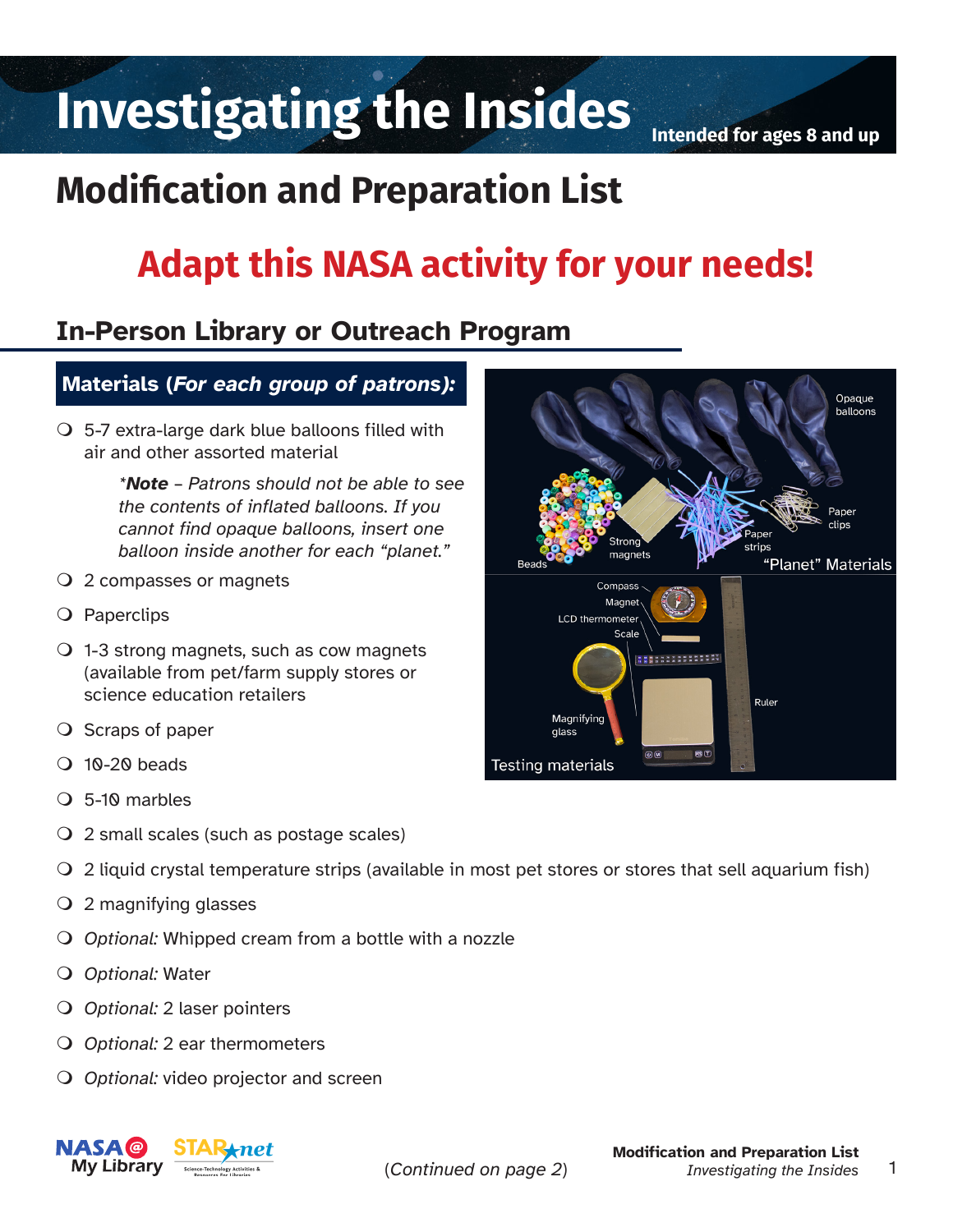# Investigating the Insides

**Intended for ages 8 and up**

## Modification and Preparation List

## Adapt this NASA activity for your needs!

### In-Person Library or Outreach Program

**Materials (*For each group of patrons):***

- 5-7 extra-large dark blue balloons filled with air and other assorted material

  ****Note*** *– Patrons should not be able to see the contents of inflated balloons. If you cannot find opaque balloons, insert one balloon inside another for each "planet."*

- 2 compasses or magnets
- Paperclips
- 1-3 strong magnets, such as cow magnets (available from pet/farm supply stores or science education retailers)
- Scraps of paper
- 10-20 beads
- 5-10 marbles
- 2 small scales (such as postage scales)
- 2 liquid crystal temperature strips (available in most pet stores or stores that sell aquarium fish)
- 2 magnifying glasses
- *Optional:* Whipped cream from a bottle with a nozzle
- *Optional:* Water
- *Optional:* 2 laser pointers
- *Optional:* 2 ear thermometers
- *Optional:* video projector and screen

(*Continued on page 2*)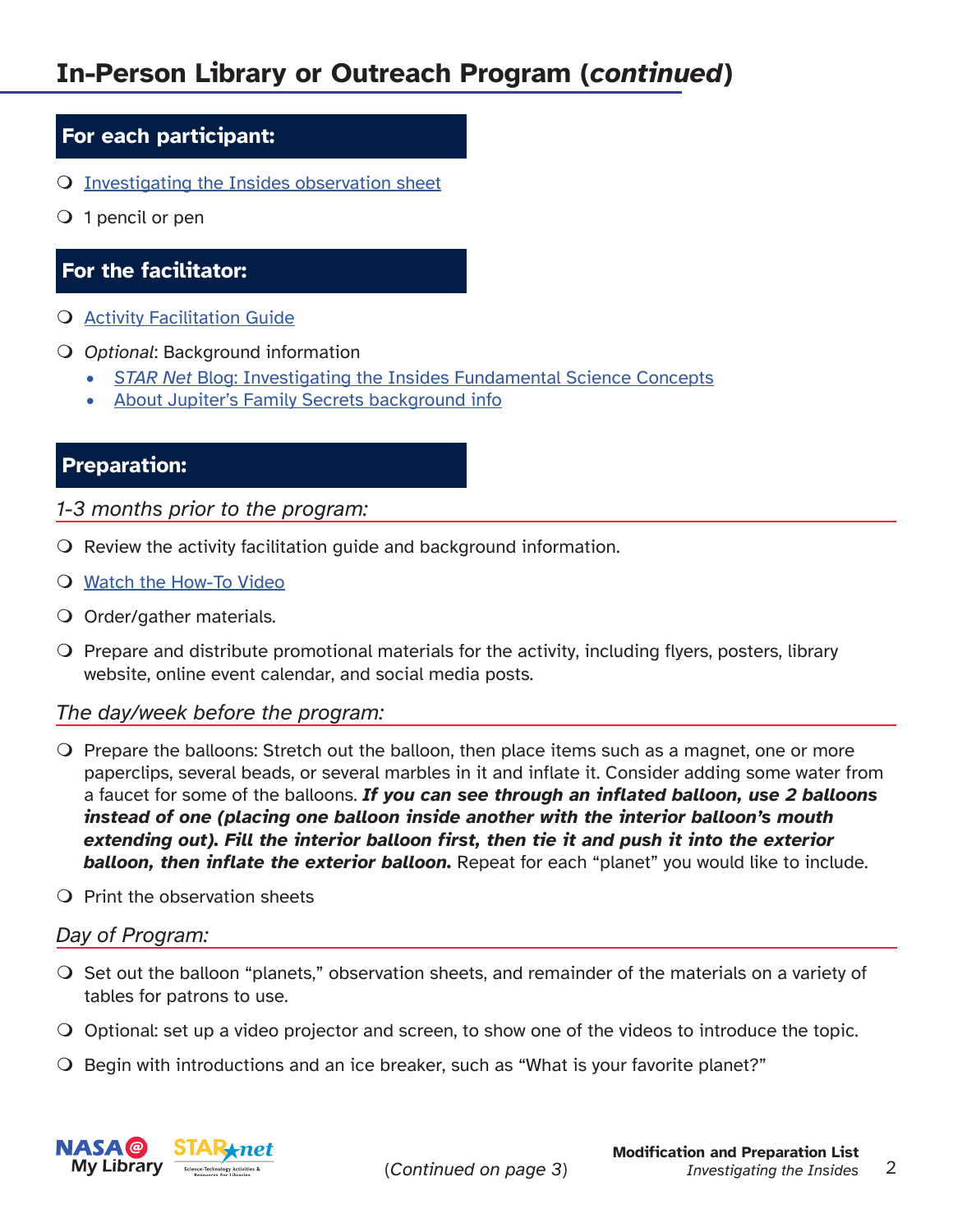# In-Person Library or Outreach Program (*continued*)

## For each participant:

- [ ] Investigating the Insides observation sheet
- [ ] 1 pencil or pen

## For the facilitator:

- [ ] Activity Facilitation Guide
- [ ] *Optional*: Background information
  - *STAR Net* Blog: Investigating the Insides Fundamental Science Concepts
  - About Jupiter's Family Secrets background info

## Preparation:

### *1-3 months prior to the program:*

- [ ] Review the activity facilitation guide and background information.
- [ ] Watch the How-To Video
- [ ] Order/gather materials.
- [ ] Prepare and distribute promotional materials for the activity, including flyers, posters, library website, online event calendar, and social media posts.

### *The day/week before the program:*

- [ ] Prepare the balloons: Stretch out the balloon, then place items such as a magnet, one or more paperclips, several beads, or several marbles in it and inflate it. Consider adding some water from a faucet for some of the balloons. ***If you can see through an inflated balloon, use 2 balloons instead of one (placing one balloon inside another with the interior balloon's mouth extending out). Fill the interior balloon first, then tie it and push it into the exterior balloon, then inflate the exterior balloon.*** Repeat for each "planet" you would like to include.
- [ ] Print the observation sheets

### *Day of Program:*

- [ ] Set out the balloon "planets," observation sheets, and remainder of the materials on a variety of tables for patrons to use.
- [ ] Optional: set up a video projector and screen, to show one of the videos to introduce the topic.
- [ ] Begin with introductions and an ice breaker, such as "What is your favorite planet?"

(*Continued on page 3*)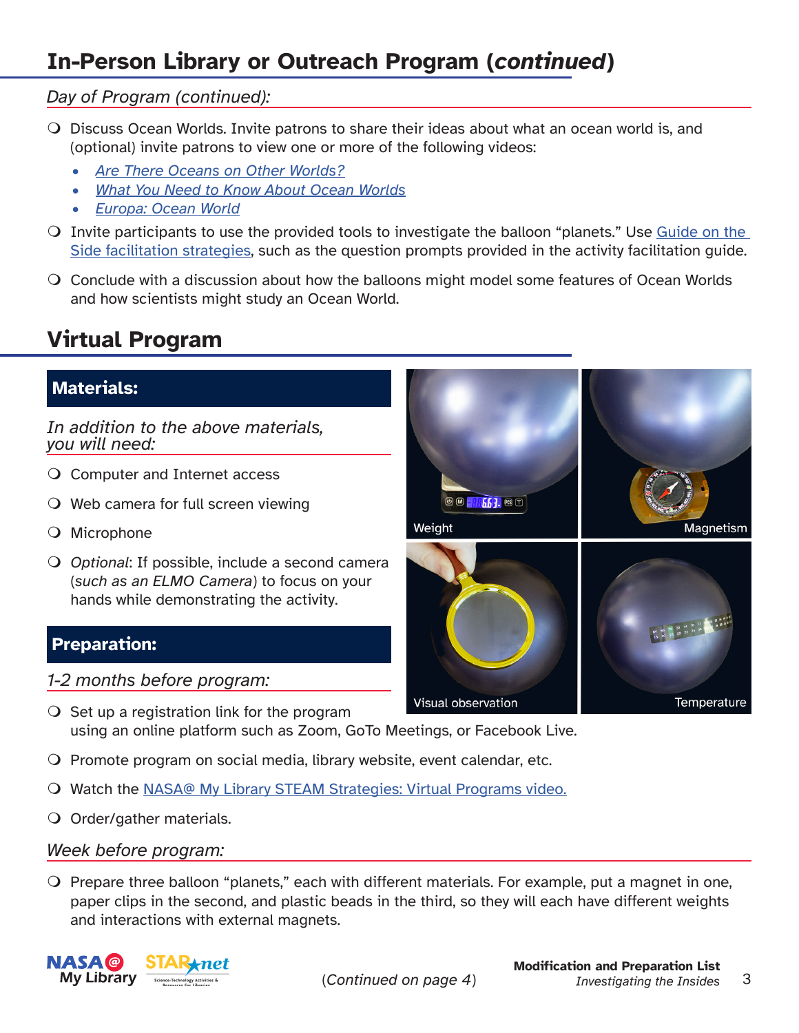## In-Person Library or Outreach Program (*continued*)

*Day of Program (continued):*

- Discuss Ocean Worlds. Invite patrons to share their ideas about what an ocean world is, and (optional) invite patrons to view one or more of the following videos:
  - *Are There Oceans on Other Worlds?*
  - *What You Need to Know About Ocean Worlds*
  - *Europa: Ocean World*
- Invite participants to use the provided tools to investigate the balloon "planets." Use Guide on the Side facilitation strategies, such as the question prompts provided in the activity facilitation guide.
- Conclude with a discussion about how the balloons might model some features of Ocean Worlds and how scientists might study an Ocean World.

## Virtual Program

### Materials:

*In addition to the above materials, you will need:*

- Computer and Internet access
- Web camera for full screen viewing
- Microphone
- *Optional*: If possible, include a second camera (*such as an ELMO Camera*) to focus on your hands while demonstrating the activity.

Weight

Magnetism

Visual observation

Temperature

### Preparation:

*1-2 months before program:*

- Set up a registration link for the program using an online platform such as Zoom, GoTo Meetings, or Facebook Live.
- Promote program on social media, library website, event calendar, etc.
- Watch the NASA@ My Library STEAM Strategies: Virtual Programs video.
- Order/gather materials.

*Week before program:*

- Prepare three balloon "planets," each with different materials. For example, put a magnet in one, paper clips in the second, and plastic beads in the third, so they will each have different weights and interactions with external magnets.

(*Continued on page 4*)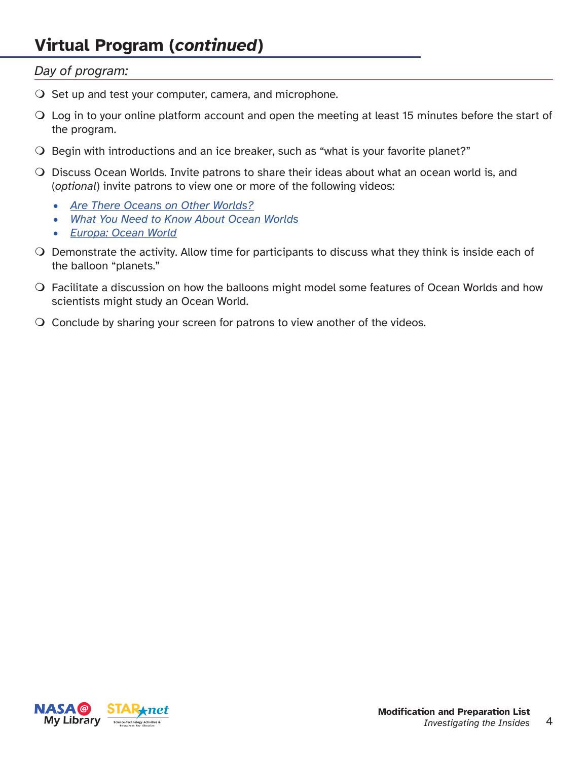## Virtual Program (*continued*)

*Day of program:*

- Set up and test your computer, camera, and microphone.
- Log in to your online platform account and open the meeting at least 15 minutes before the start of the program.
- Begin with introductions and an ice breaker, such as “what is your favorite planet?”
- Discuss Ocean Worlds. Invite patrons to share their ideas about what an ocean world is, and (*optional*) invite patrons to view one or more of the following videos:
  - *Are There Oceans on Other Worlds?*
  - *What You Need to Know About Ocean Worlds*
  - *Europa: Ocean World*
- Demonstrate the activity. Allow time for participants to discuss what they think is inside each of the balloon “planets.”
- Facilitate a discussion on how the balloons might model some features of Ocean Worlds and how scientists might study an Ocean World.
- Conclude by sharing your screen for patrons to view another of the videos.